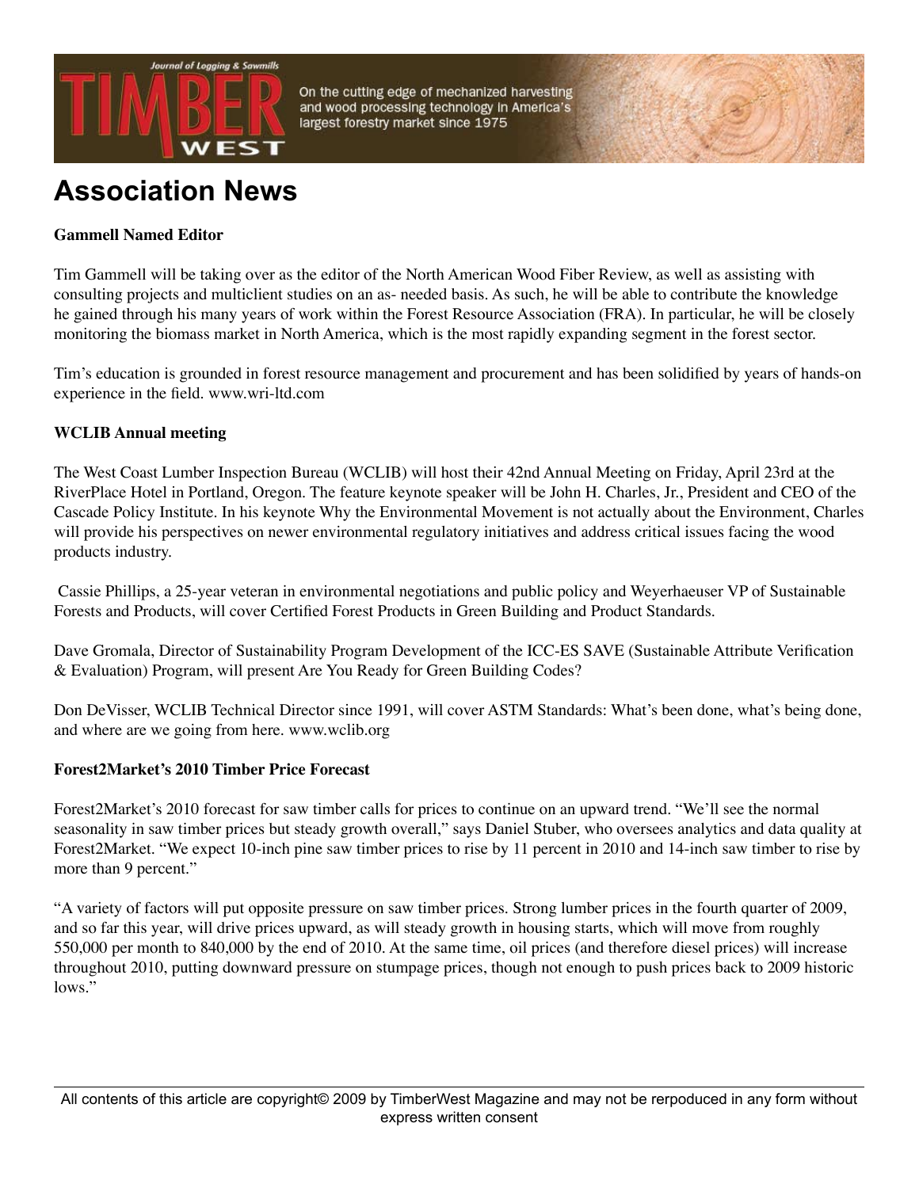# Association News

### Gammell Named Editor

Tim Gammell will be taking over as the editor of the North American Wood Fiber Review, as well as assisting with consulting projects and multiclient studies on an as- needed basis. As such, he will be able to contribute the knowledge he gained through his many years of work within the Forest Resource Association (FRA). In particular, he will be closely monitoring the biomass market in North America, which is the most rapidly expanding segment in the forest sector.

Tim's education is grounded in forest resource management and procurement and has been solidified by years of hands-on experience in the field. www.wri-ltd.com

### WCLIB Annual meeting

The West Coast Lumber Inspection Bureau (WCLIB) will host their 42nd Annual Meeting on Friday, April 23rd at the RiverPlace Hotel in Portland, Oregon. The feature keynote speaker will be John H. Charles, Jr., President and CEO of the Cascade Policy Institute. In his keynote Why the Environmental Movement is not actually about the Environment, Charles will provide his perspectives on newer environmental regulatory initiatives and address critical issues facing the wood products industry.

Cassie Phillips, a 25-year veteran in environmental negotiations and public policy and Weyerhaeuser VP of Sustainable Forests and Products, will cover Certified Forest Products in Green Building and Product Standards.

Dave Gromala, Director of Sustainability Program Development of the ICC-ES SAVE (Sustainable Attribute Verification & Evaluation) Program, will present Are You Ready for Green Building Codes?

Don DeVisser, WCLIB Technical Director since 1991, will cover ASTM Standards: What's been done, what's being done, and where are we going from here. www.wclib.org

### Forest2Market's 2010 Timber Price Forecast

Forest2Market's 2010 forecast for saw timber calls for prices to continue on an upward trend. "We'll see the normal seasonality in saw timber prices but steady growth overall," says Daniel Stuber, who oversees analytics and data quality at Forest2Market. "We expect 10-inch pine saw timber prices to rise by 11 percent in 2010 and 14-inch saw timber to rise by more than 9 percent."

"A variety of factors will put opposite pressure on saw timber prices. Strong lumber prices in the fourth quarter of 2009, and so far this year, will drive prices upward, as will steady growth in housing starts, which will move from roughly 550,000 per month to 840,000 by the end of 2010. At the same time, oil prices (and therefore diesel prices) will increase throughout 2010, putting downward pressure on stumpage prices, though not enough to push prices back to 2009 historic lows."

All contents of this article are copyright© 2009 by TimberWest Magazine and may not be rerpoduced in any form without express written consent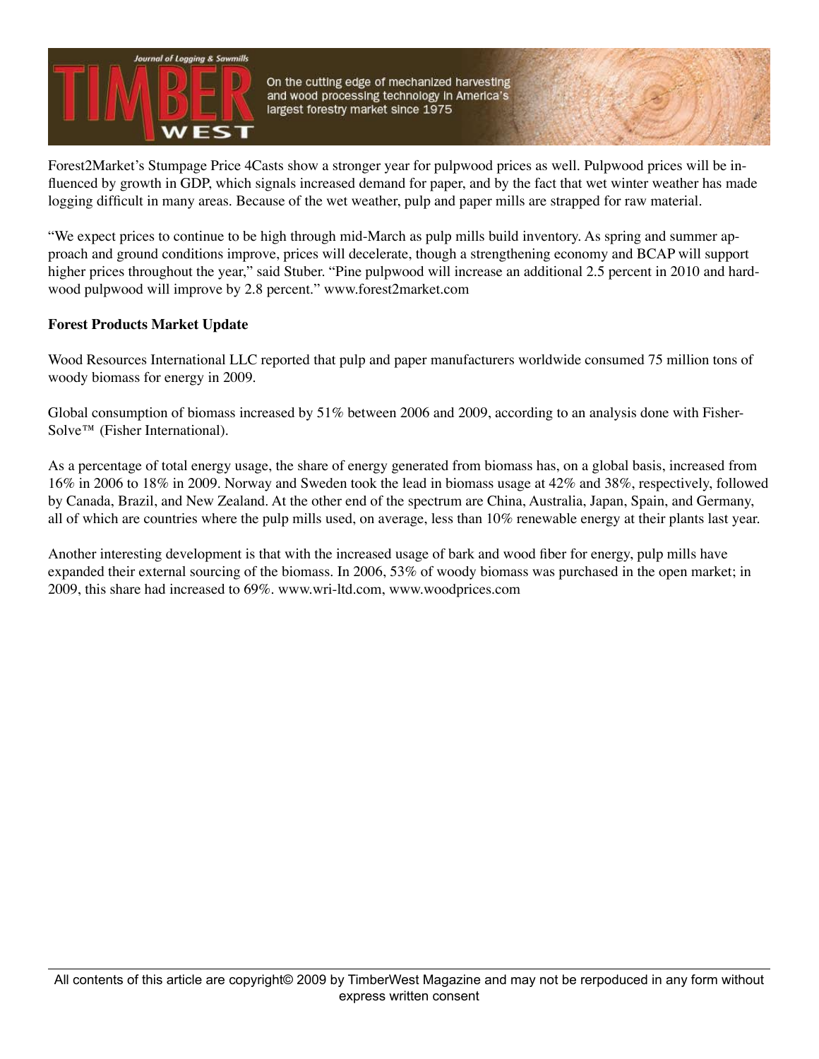Forest2Market's Stumpage Price 4Casts show a stronger year for pulpwood prices as well. Pulpwood prices will be influenced by growth in GDP, which signals increased demand for paper, and by the fact that wet winter weather has made logging difficult in many areas. Because of the wet weather, pulp and paper mills are strapped for raw material.

"We expect prices to continue to be high through mid-March as pulp mills build inventory. As spring and summer approach and ground conditions improve, prices will decelerate, though a strengthening economy and BCAP will support higher prices throughout the year," said Stuber. "Pine pulpwood will increase an additional 2.5 percent in 2010 and hardwood pulpwood will improve by 2.8 percent." www.forest2market.com

**Forest Products Market Update**

Wood Resources International LLC reported that pulp and paper manufacturers worldwide consumed 75 million tons of woody biomass for energy in 2009.

Global consumption of biomass increased by 51% between 2006 and 2009, according to an analysis done with FisherSolve™ (Fisher International).

As a percentage of total energy usage, the share of energy generated from biomass has, on a global basis, increased from 16% in 2006 to 18% in 2009. Norway and Sweden took the lead in biomass usage at 42% and 38%, respectively, followed by Canada, Brazil, and New Zealand. At the other end of the spectrum are China, Australia, Japan, Spain, and Germany, all of which are countries where the pulp mills used, on average, less than 10% renewable energy at their plants last year.

Another interesting development is that with the increased usage of bark and wood fiber for energy, pulp mills have expanded their external sourcing of the biomass. In 2006, 53% of woody biomass was purchased in the open market; in 2009, this share had increased to 69%. www.wri-ltd.com, www.woodprices.com